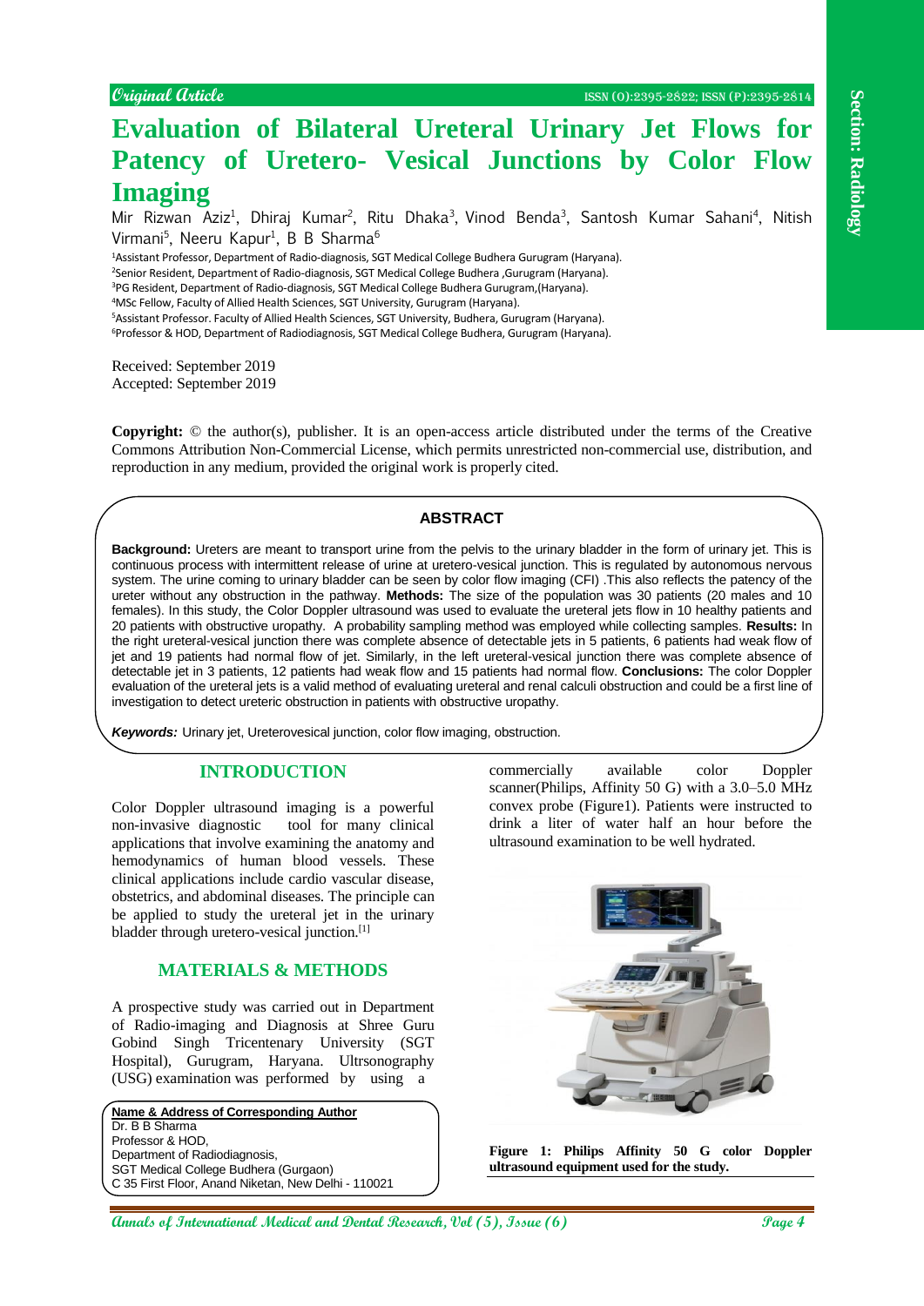Original Article

# Evaluation of Bilateral Ureteral Urinary Jet Flows for Patency of Uretero- Vesical Junctions by Color Flow Imaging

Mir Rizwan Aziz[1], Dhiraj Kumar[2], Ritu Dhaka[3], Vinod Benda[3], Santosh Kumar Sahani[4], Nitish Virmani[5], Neeru Kapur[1], B B Sharma[6]

[1]Assistant Professor, Department of Radio-diagnosis, SGT Medical College Budhera Gurugram (Haryana).
[2]Senior Resident, Department of Radio-diagnosis, SGT Medical College Budhera ,Gurugram (Haryana).
[3]PG Resident, Department of Radio-diagnosis, SGT Medical College Budhera Gurugram,(Haryana).
[4]MSc Fellow, Faculty of Allied Health Sciences, SGT University, Gurugram (Haryana).
[5]Assistant Professor. Faculty of Allied Health Sciences, SGT University, Budhera, Gurugram (Haryana).
[6]Professor & HOD, Department of Radiodiagnosis, SGT Medical College Budhera, Gurugram (Haryana).

Received: September 2019
Accepted: September 2019

**Copyright:** © the author(s), publisher. It is an open-access article distributed under the terms of the Creative Commons Attribution Non-Commercial License, which permits unrestricted non-commercial use, distribution, and reproduction in any medium, provided the original work is properly cited.

## ABSTRACT

**Background:** Ureters are meant to transport urine from the pelvis to the urinary bladder in the form of urinary jet. This is continuous process with intermittent release of urine at uretero-vesical junction. This is regulated by autonomous nervous system. The urine coming to urinary bladder can be seen by color flow imaging (CFI) .This also reflects the patency of the ureter without any obstruction in the pathway. **Methods:** The size of the population was 30 patients (20 males and 10 females). In this study, the Color Doppler ultrasound was used to evaluate the ureteral jets flow in 10 healthy patients and 20 patients with obstructive uropathy. A probability sampling method was employed while collecting samples. **Results:** In the right ureteral-vesical junction there was complete absence of detectable jets in 5 patients, 6 patients had weak flow of jet and 19 patients had normal flow of jet. Similarly, in the left ureteral-vesical junction there was complete absence of detectable jet in 3 patients, 12 patients had weak flow and 15 patients had normal flow. **Conclusions:** The color Doppler evaluation of the ureteral jets is a valid method of evaluating ureteral and renal calculi obstruction and could be a first line of investigation to detect ureteric obstruction in patients with obstructive uropathy.

***Keywords:*** Urinary jet, Ureterovesical junction, color flow imaging, obstruction.

## INTRODUCTION

Color Doppler ultrasound imaging is a powerful non-invasive diagnostic tool for many clinical applications that involve examining the anatomy and hemodynamics of human blood vessels. These clinical applications include cardio vascular disease, obstetrics, and abdominal diseases. The principle can be applied to study the ureteral jet in the urinary bladder through uretero-vesical junction.[1]

## MATERIALS & METHODS

A prospective study was carried out in Department of Radio-imaging and Diagnosis at Shree Guru Gobind Singh Tricentenary University (SGT Hospital), Gurugram, Haryana. Ultrsonography (USG) examination was performed by using a commercially available color Doppler scanner(Philips, Affinity 50 G) with a 3.0–5.0 MHz convex probe (Figure1). Patients were instructed to drink a liter of water half an hour before the ultrasound examination to be well hydrated.

**Figure 1: Philips Affinity 50 G color Doppler ultrasound equipment used for the study.**

**Name & Address of Corresponding Author**
Dr. B B Sharma
Professor & HOD,
Department of Radiodiagnosis,
SGT Medical College Budhera (Gurgaon)
C 35 First Floor, Anand Niketan, New Delhi - 110021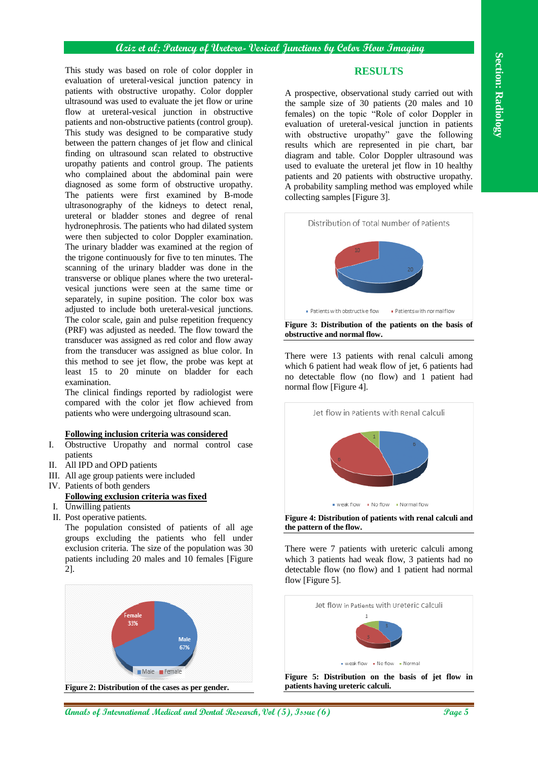This study was based on role of color doppler in evaluation of ureteral-vesical junction patency in patients with obstructive uropathy. Color doppler ultrasound was used to evaluate the jet flow or urine flow at ureteral-vesical junction in obstructive patients and non-obstructive patients (control group). This study was designed to be comparative study between the pattern changes of jet flow and clinical finding on ultrasound scan related to obstructive uropathy patients and control group. The patients who complained about the abdominal pain were diagnosed as some form of obstructive uropathy. The patients were first examined by B-mode ultrasonography of the kidneys to detect renal, ureteral or bladder stones and degree of renal hydronephrosis. The patients who had dilated system were then subjected to color Doppler examination. The urinary bladder was examined at the region of the trigone continuously for five to ten minutes. The scanning of the urinary bladder was done in the transverse or oblique planes where the two ureteral-vesical junctions were seen at the same time or separately, in supine position. The color box was adjusted to include both ureteral-vesical junctions. The color scale, gain and pulse repetition frequency (PRF) was adjusted as needed. The flow toward the transducer was assigned as red color and flow away from the transducer was assigned as blue color. In this method to see jet flow, the probe was kept at least 15 to 20 minute on bladder for each examination.

The clinical findings reported by radiologist were compared with the color jet flow achieved from patients who were undergoing ultrasound scan.

**Following inclusion criteria was considered**

I. Obstructive Uropathy and normal control case patients
II. All IPD and OPD patients
III. All age group patients were included
IV. Patients of both genders

**Following exclusion criteria was fixed**

I. Unwilling patients
II. Post operative patients.

The population consisted of patients of all age groups excluding the patients who fell under exclusion criteria. The size of the population was 30 patients including 20 males and 10 females [Figure 2].

Female 33%, Male 67%

Figure 2: Distribution of the cases as per gender.

## RESULTS

A prospective, observational study carried out with the sample size of 30 patients (20 males and 10 females) on the topic "Role of color Doppler in evaluation of ureteral-vesical junction in patients with obstructive uropathy" gave the following results which are represented in pie chart, bar diagram and table. Color Doppler ultrasound was used to evaluate the ureteral jet flow in 10 healthy patients and 20 patients with obstructive uropathy. A probability sampling method was employed while collecting samples [Figure 3].

Distribution of Total Number of Patients: Patients with obstructive flow 20; Patients with normal flow 10

**Figure 3: Distribution of the patients on the basis of obstructive and normal flow.**

There were 13 patients with renal calculi among which 6 patient had weak flow of jet, 6 patients had no detectable flow (no flow) and 1 patient had normal flow [Figure 4].

Jet flow in Patients with Renal Calculi: weak flow 6; No flow 6; Normal flow 1

**Figure 4: Distribution of patients with renal calculi and the pattern of the flow.**

There were 7 patients with ureteric calculi among which 3 patients had weak flow, 3 patients had no detectable flow (no flow) and 1 patient had normal flow [Figure 5].

Jet flow in Patients with Ureteric Calculi: weak flow 3; No flow 3; Normal 1

**Figure 5: Distribution on the basis of jet flow in patients having ureteric calculi.**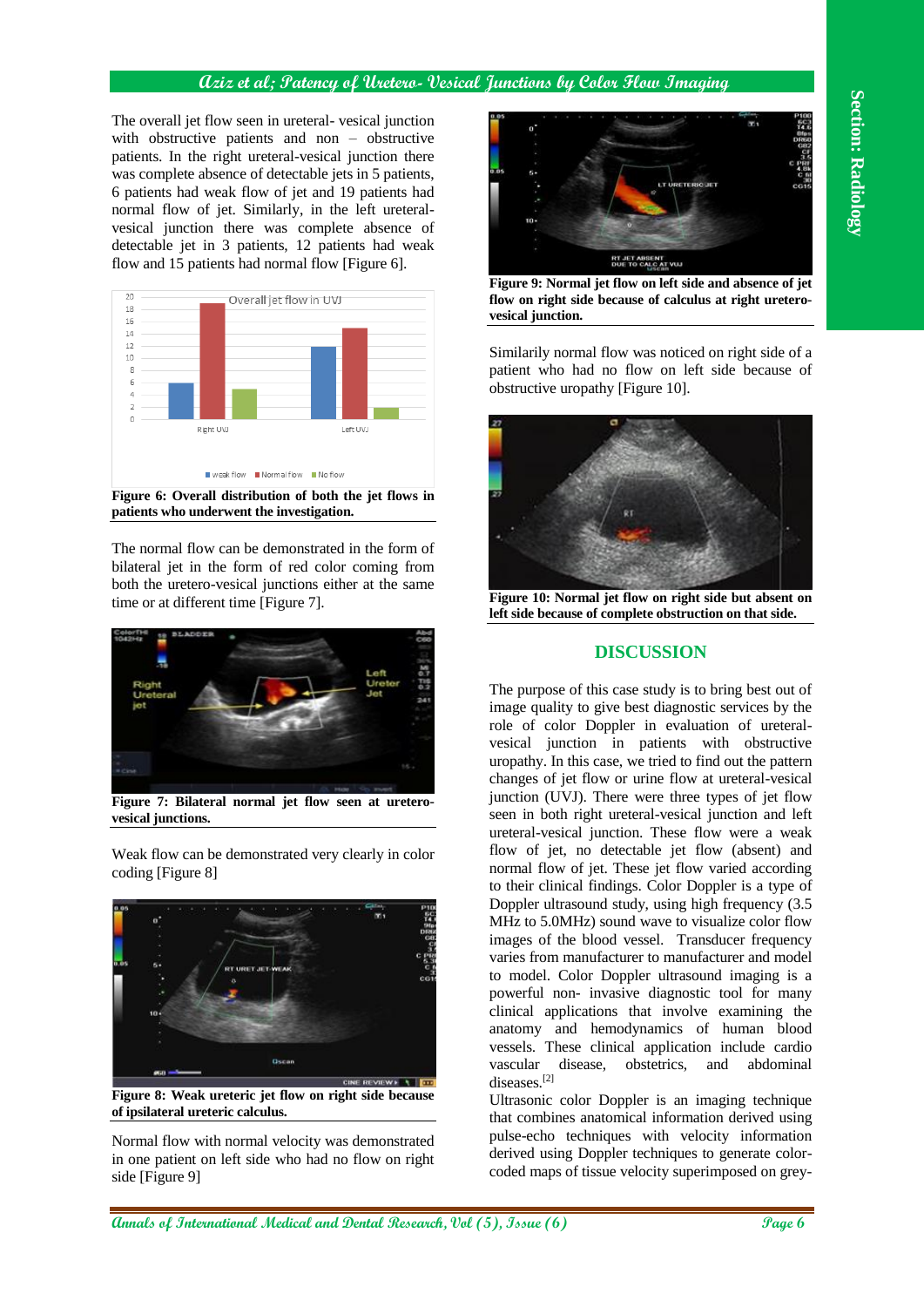The overall jet flow seen in ureteral- vesical junction with obstructive patients and non – obstructive patients. In the right ureteral-vesical junction there was complete absence of detectable jets in 5 patients, 6 patients had weak flow of jet and 19 patients had normal flow of jet. Similarly, in the left ureteral-vesical junction there was complete absence of detectable jet in 3 patients, 12 patients had weak flow and 15 patients had normal flow [Figure 6].

**Figure 6: Overall distribution of both the jet flows in patients who underwent the investigation.**

The normal flow can be demonstrated in the form of bilateral jet in the form of red color coming from both the uretero-vesical junctions either at the same time or at different time [Figure 7].

**Figure 7: Bilateral normal jet flow seen at uretero-vesical junctions.**

Weak flow can be demonstrated very clearly in color coding [Figure 8]

**Figure 8: Weak ureteric jet flow on right side because of ipsilateral ureteric calculus.**

Normal flow with normal velocity was demonstrated in one patient on left side who had no flow on right side [Figure 9]

**Figure 9: Normal jet flow on left side and absence of jet flow on right side because of calculus at right uretero-vesical junction.**

Similarily normal flow was noticed on right side of a patient who had no flow on left side because of obstructive uropathy [Figure 10].

**Figure 10: Normal jet flow on right side but absent on left side because of complete obstruction on that side.**

## DISCUSSION

The purpose of this case study is to bring best out of image quality to give best diagnostic services by the role of color Doppler in evaluation of ureteral-vesical junction in patients with obstructive uropathy. In this case, we tried to find out the pattern changes of jet flow or urine flow at ureteral-vesical junction (UVJ). There were three types of jet flow seen in both right ureteral-vesical junction and left ureteral-vesical junction. These jet flow were a weak flow of jet, no detectable jet flow (absent) and normal flow of jet. These jet flow varied according to their clinical findings. Color Doppler is a type of Doppler ultrasound study, using high frequency (3.5 MHz to 5.0MHz) sound wave to visualize color flow images of the blood vessel. Transducer frequency varies from manufacturer to manufacturer and model to model. Color Doppler ultrasound imaging is a powerful non- invasive diagnostic tool for many clinical applications that involve examining the anatomy and hemodynamics of human blood vessels. These clinical application include cardio vascular disease, obstetrics, and abdominal diseases.[2]

Ultrasonic color Doppler is an imaging technique that combines anatomical information derived using pulse-echo techniques with velocity information derived using Doppler techniques to generate color-coded maps of tissue velocity superimposed on grey-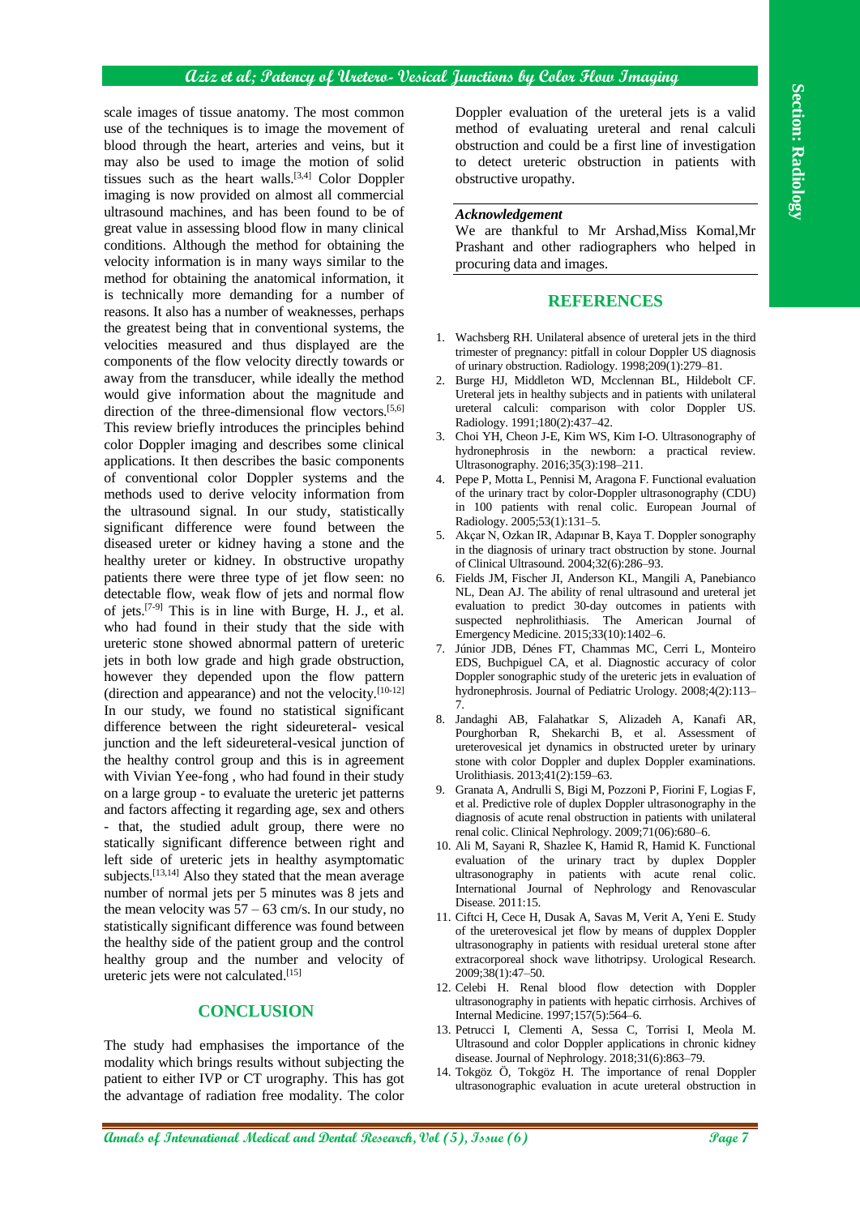scale images of tissue anatomy. The most common use of the techniques is to image the movement of blood through the heart, arteries and veins, but it may also be used to image the motion of solid tissues such as the heart walls.[3,4] Color Doppler imaging is now provided on almost all commercial ultrasound machines, and has been found to be of great value in assessing blood flow in many clinical conditions. Although the method for obtaining the velocity information is in many ways similar to the method for obtaining the anatomical information, it is technically more demanding for a number of reasons. It also has a number of weaknesses, perhaps the greatest being that in conventional systems, the velocities measured and thus displayed are the components of the flow velocity directly towards or away from the transducer, while ideally the method would give information about the magnitude and direction of the three-dimensional flow vectors.[5,6] This review briefly introduces the principles behind color Doppler imaging and describes some clinical applications. It then describes the basic components of conventional color Doppler systems and the methods used to derive velocity information from the ultrasound signal. In our study, statistically significant difference were found between the diseased ureter or kidney having a stone and the healthy ureter or kidney. In obstructive uropathy patients there were three type of jet flow seen: no detectable flow, weak flow of jets and normal flow of jets.[7-9] This is in line with Burge, H. J., et al. who had found in their study that the side with ureteric stone showed abnormal pattern of ureteric jets in both low grade and high grade obstruction, however they depended upon the flow pattern (direction and appearance) and not the velocity.[10-12] In our study, we found no statistical significant difference between the right sideureteral- vesical junction and the left sideureteral-vesical junction of the healthy control group and this is in agreement with Vivian Yee-fong , who had found in their study on a large group - to evaluate the ureteric jet patterns and factors affecting it regarding age, sex and others - that, the studied adult group, there were no statically significant difference between right and left side of ureteric jets in healthy asymptomatic subjects.[13,14] Also they stated that the mean average number of normal jets per 5 minutes was 8 jets and the mean velocity was 57 – 63 cm/s. In our study, no statistically significant difference was found between the healthy side of the patient group and the control healthy group and the number and velocity of ureteric jets were not calculated.[15]

## CONCLUSION

The study had emphasises the importance of the modality which brings results without subjecting the patient to either IVP or CT urography. This has got the advantage of radiation free modality. The color Doppler evaluation of the ureteral jets is a valid method of evaluating ureteral and renal calculi obstruction and could be a first line of investigation to detect ureteric obstruction in patients with obstructive uropathy.

### *Acknowledgement*

We are thankful to Mr Arshad,Miss Komal,Mr Prashant and other radiographers who helped in procuring data and images.

## REFERENCES

1. Wachsberg RH. Unilateral absence of ureteral jets in the third trimester of pregnancy: pitfall in colour Doppler US diagnosis of urinary obstruction. Radiology. 1998;209(1):279–81.
2. Burge HJ, Middleton WD, Mcclennan BL, Hildebolt CF. Ureteral jets in healthy subjects and in patients with unilateral ureteral calculi: comparison with color Doppler US. Radiology. 1991;180(2):437–42.
3. Choi YH, Cheon J-E, Kim WS, Kim I-O. Ultrasonography of hydronephrosis in the newborn: a practical review. Ultrasonography. 2016;35(3):198–211.
4. Pepe P, Motta L, Pennisi M, Aragona F. Functional evaluation of the urinary tract by color-Doppler ultrasonography (CDU) in 100 patients with renal colic. European Journal of Radiology. 2005;53(1):131–5.
5. Akçar N, Ozkan IR, Adapınar B, Kaya T. Doppler sonography in the diagnosis of urinary tract obstruction by stone. Journal of Clinical Ultrasound. 2004;32(6):286–93.
6. Fields JM, Fischer JI, Anderson KL, Mangili A, Panebianco NL, Dean AJ. The ability of renal ultrasound and ureteral jet evaluation to predict 30-day outcomes in patients with suspected nephrolithiasis. The American Journal of Emergency Medicine. 2015;33(10):1402–6.
7. Júnior JDB, Dénes FT, Chammas MC, Cerri L, Monteiro EDS, Buchpiguel CA, et al. Diagnostic accuracy of color Doppler sonographic study of the ureteric jets in evaluation of hydronephrosis. Journal of Pediatric Urology. 2008;4(2):113–7.
8. Jandaghi AB, Falahatkar S, Alizadeh A, Kanafi AR, Pourghorban R, Shekarchi B, et al. Assessment of ureterovesical jet dynamics in obstructed ureter by urinary stone with color Doppler and duplex Doppler examinations. Urolithiasis. 2013;41(2):159–63.
9. Granata A, Andrulli S, Bigi M, Pozzoni P, Fiorini F, Logias F, et al. Predictive role of duplex Doppler ultrasonography in the diagnosis of acute renal obstruction in patients with unilateral renal colic. Clinical Nephrology. 2009;71(06):680–6.
10. Ali M, Sayani R, Shazlee K, Hamid R, Hamid K. Functional evaluation of the urinary tract by duplex Doppler ultrasonography in patients with acute renal colic. International Journal of Nephrology and Renovascular Disease. 2011:15.
11. Ciftci H, Cece H, Dusak A, Savas M, Verit A, Yeni E. Study of the ureterovesical jet flow by means of dupplex Doppler ultrasonography in patients with residual ureteral stone after extracorporeal shock wave lithotripsy. Urological Research. 2009;38(1):47–50.
12. Celebi H. Renal blood flow detection with Doppler ultrasonography in patients with hepatic cirrhosis. Archives of Internal Medicine. 1997;157(5):564–6.
13. Petrucci I, Clementi A, Sessa C, Torrisi I, Meola M. Ultrasound and color Doppler applications in chronic kidney disease. Journal of Nephrology. 2018;31(6):863–79.
14. Tokgöz Ö, Tokgöz H. The importance of renal Doppler ultrasonographic evaluation in acute ureteral obstruction in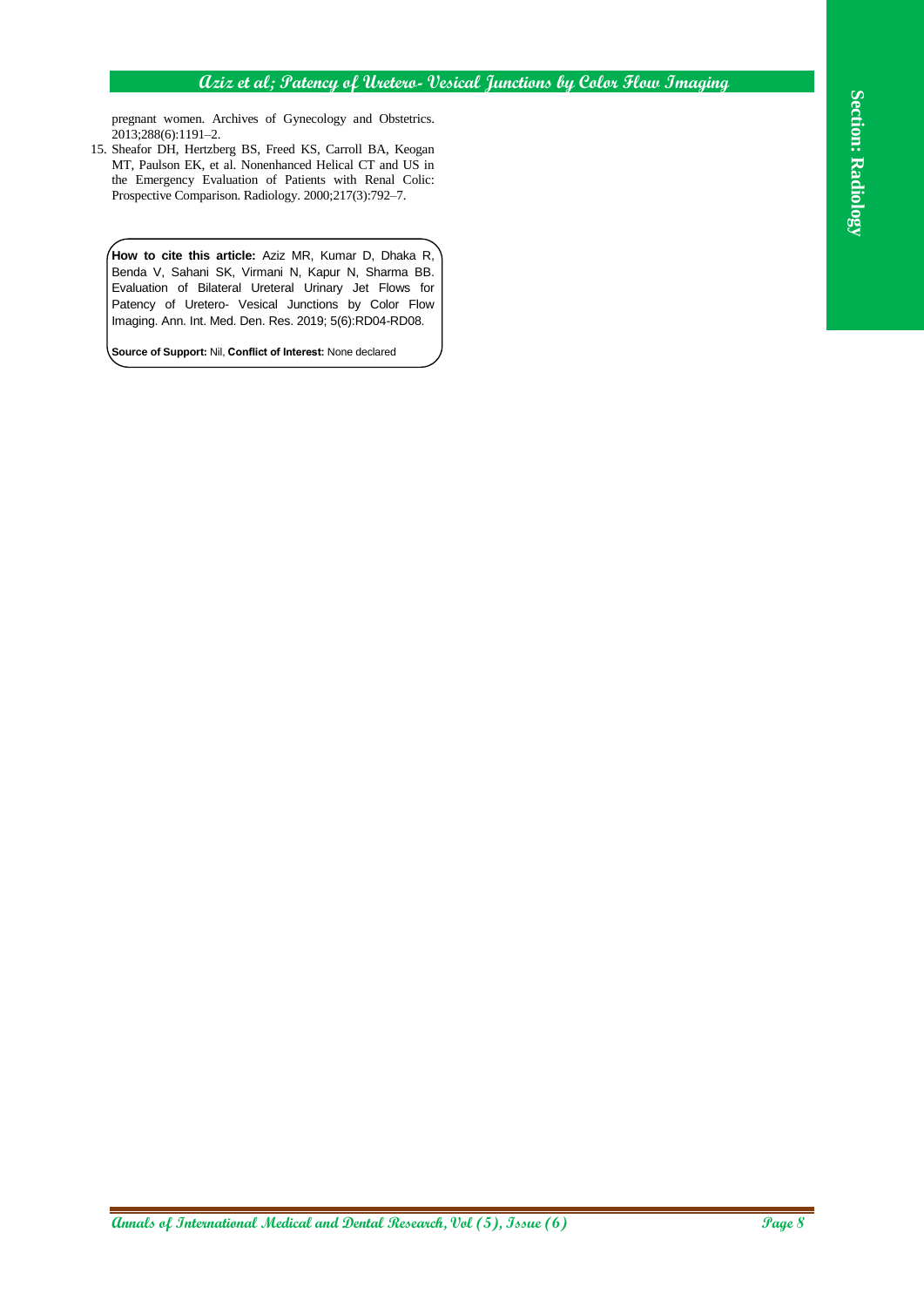pregnant women. Archives of Gynecology and Obstetrics. 2013;288(6):1191–2.

15. Sheafor DH, Hertzberg BS, Freed KS, Carroll BA, Keogan MT, Paulson EK, et al. Nonenhanced Helical CT and US in the Emergency Evaluation of Patients with Renal Colic: Prospective Comparison. Radiology. 2000;217(3):792–7.

**How to cite this article:** Aziz MR, Kumar D, Dhaka R, Benda V, Sahani SK, Virmani N, Kapur N, Sharma BB. Evaluation of Bilateral Ureteral Urinary Jet Flows for Patency of Uretero- Vesical Junctions by Color Flow Imaging. Ann. Int. Med. Den. Res. 2019; 5(6):RD04-RD08.

**Source of Support:** Nil, **Conflict of Interest:** None declared